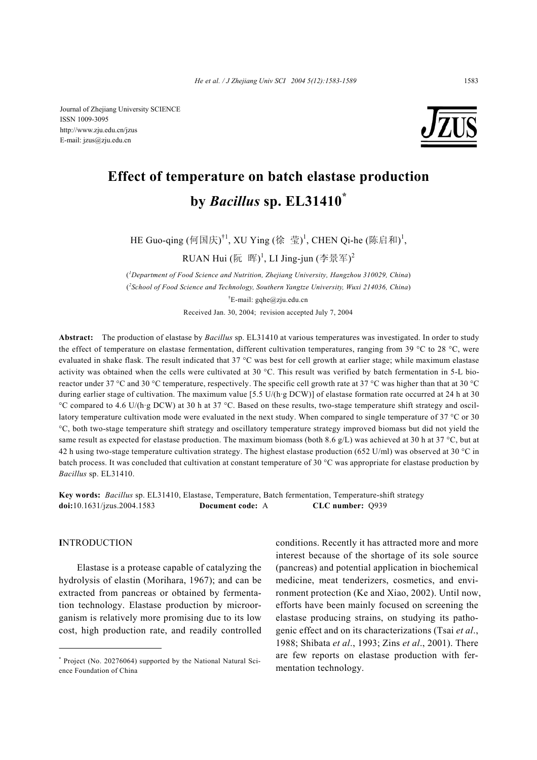Journal of Zhejiang University SCIENCE
ISSN 1009-3095
http://www.zju.edu.cn/jzus
E-mail: jzus@zju.edu.cn

# Effect of temperature on batch elastase production by *Bacillus* sp. EL31410*

HE Guo-qing (何国庆)[†1], XU Ying (徐 莹)[1], CHEN Qi-he (陈启和)[1], RUAN Hui (阮 晖)[1], LI Jing-jun (李景军)[2]

([1]*Department of Food Science and Nutrition, Zhejiang University, Hangzhou 310029, China*)
([2]*School of Food Science and Technology, Southern Yangtze University, Wuxi 214036, China*)
[†]E-mail: gqhe@zju.edu.cn
Received Jan. 30, 2004; revision accepted July 7, 2004

**Abstract:** The production of elastase by *Bacillus* sp. EL31410 at various temperatures was investigated. In order to study the effect of temperature on elastase fermentation, different cultivation temperatures, ranging from 39 °C to 28 °C, were evaluated in shake flask. The result indicated that 37 °C was best for cell growth at earlier stage; while maximum elastase activity was obtained when the cells were cultivated at 30 °C. This result was verified by batch fermentation in 5-L bioreactor under 37 °C and 30 °C temperature, respectively. The specific cell growth rate at 37 °C was higher than that at 30 °C during earlier stage of cultivation. The maximum value [5.5 U/(h·g DCW)] of elastase formation rate occurred at 24 h at 30 °C compared to 4.6 U/(h·g DCW) at 30 h at 37 °C. Based on these results, two-stage temperature shift strategy and oscillatory temperature cultivation mode were evaluated in the next study. When compared to single temperature of 37 °C or 30 °C, both two-stage temperature shift strategy and oscillatory temperature strategy improved biomass but did not yield the same result as expected for elastase production. The maximum biomass (both 8.6 g/L) was achieved at 30 h at 37 °C, but at 42 h using two-stage temperature cultivation strategy. The highest elastase production (652 U/ml) was observed at 30 °C in batch process. It was concluded that cultivation at constant temperature of 30 °C was appropriate for elastase production by *Bacillus* sp. EL31410.

**Key words:** *Bacillus* sp. EL31410, Elastase, Temperature, Batch fermentation, Temperature-shift strategy
**doi:**10.1631/jzus.2004.1583 **Document code:** A **CLC number:** Q939

## INTRODUCTION

Elastase is a protease capable of catalyzing the hydrolysis of elastin (Morihara, 1967); and can be extracted from pancreas or obtained by fermentation technology. Elastase production by microorganism is relatively more promising due to its low cost, high production rate, and readily controlled conditions. Recently it has attracted more and more interest because of the shortage of its sole source (pancreas) and potential application in biochemical medicine, meat tenderizers, cosmetics, and environment protection (Ke and Xiao, 2002). Until now, efforts have been mainly focused on screening the elastase producing strains, on studying its pathogenic effect and on its characterizations (Tsai *et al*., 1988; Shibata *et al*., 1993; Zins *et al*., 2001). There are few reports on elastase production with fermentation technology.

* Project (No. 20276064) supported by the National Natural Science Foundation of China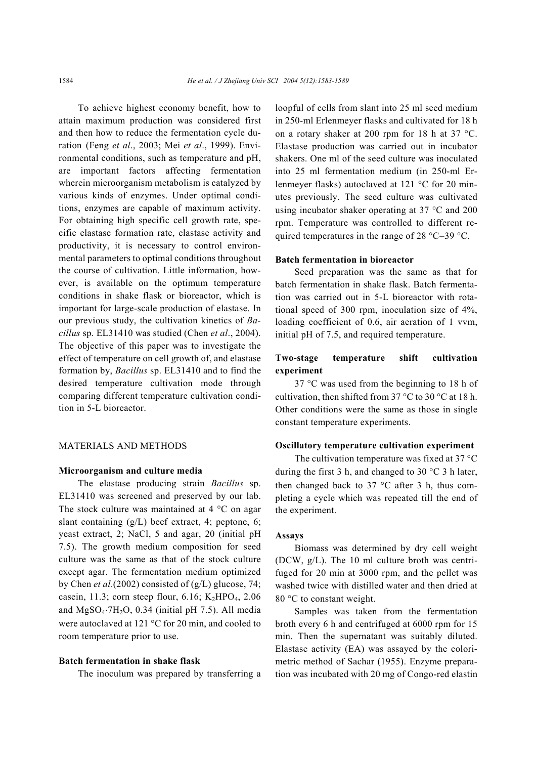To achieve highest economy benefit, how to attain maximum production was considered first and then how to reduce the fermentation cycle duration (Feng *et al*., 2003; Mei *et al*., 1999). Environmental conditions, such as temperature and pH, are important factors affecting fermentation wherein microorganism metabolism is catalyzed by various kinds of enzymes. Under optimal conditions, enzymes are capable of maximum activity. For obtaining high specific cell growth rate, specific elastase formation rate, elastase activity and productivity, it is necessary to control environmental parameters to optimal conditions throughout the course of cultivation. Little information, however, is available on the optimum temperature conditions in shake flask or bioreactor, which is important for large-scale production of elastase. In our previous study, the cultivation kinetics of *Bacillus* sp. EL31410 was studied (Chen *et al*., 2004). The objective of this paper was to investigate the effect of temperature on cell growth of, and elastase formation by, *Bacillus* sp. EL31410 and to find the desired temperature cultivation mode through comparing different temperature cultivation condition in 5-L bioreactor.

## MATERIALS AND METHODS

### Microorganism and culture media

The elastase producing strain *Bacillus* sp. EL31410 was screened and preserved by our lab. The stock culture was maintained at 4 °C on agar slant containing (g/L) beef extract, 4; peptone, 6; yeast extract, 2; NaCl, 5 and agar, 20 (initial pH 7.5). The growth medium composition for seed culture was the same as that of the stock culture except agar. The fermentation medium optimized by Chen *et al*.(2002) consisted of (g/L) glucose, 74; casein, 11.3; corn steep flour, 6.16; $K_2HPO_4$, 2.06 and $MgSO_4 \cdot 7H_2O$, 0.34 (initial pH 7.5). All media were autoclaved at 121 °C for 20 min, and cooled to room temperature prior to use.

### Batch fermentation in shake flask

The inoculum was prepared by transferring a loopful of cells from slant into 25 ml seed medium in 250-ml Erlenmeyer flasks and cultivated for 18 h on a rotary shaker at 200 rpm for 18 h at 37 °C. Elastase production was carried out in incubator shakers. One ml of the seed culture was inoculated into 25 ml fermentation medium (in 250-ml Erlenmeyer flasks) autoclaved at 121 °C for 20 minutes previously. The seed culture was cultivated using incubator shaker operating at 37 °C and 200 rpm. Temperature was controlled to different required temperatures in the range of 28 °C−39 °C.

### Batch fermentation in bioreactor

Seed preparation was the same as that for batch fermentation in shake flask. Batch fermentation was carried out in 5-L bioreactor with rotational speed of 300 rpm, inoculation size of 4%, loading coefficient of 0.6, air aeration of 1 vvm, initial pH of 7.5, and required temperature.

### Two-stage temperature shift cultivation experiment

37 °C was used from the beginning to 18 h of cultivation, then shifted from 37 °C to 30 °C at 18 h. Other conditions were the same as those in single constant temperature experiments.

### Oscillatory temperature cultivation experiment

The cultivation temperature was fixed at 37 °C during the first 3 h, and changed to 30 °C 3 h later, then changed back to 37 °C after 3 h, thus completing a cycle which was repeated till the end of the experiment.

### Assays

Biomass was determined by dry cell weight (DCW, g/L). The 10 ml culture broth was centrifuged for 20 min at 3000 rpm, and the pellet was washed twice with distilled water and then dried at 80 °C to constant weight.

Samples was taken from the fermentation broth every 6 h and centrifuged at 6000 rpm for 15 min. Then the supernatant was suitably diluted. Elastase activity (EA) was assayed by the colorimetric method of Sachar (1955). Enzyme preparation was incubated with 20 mg of Congo-red elastin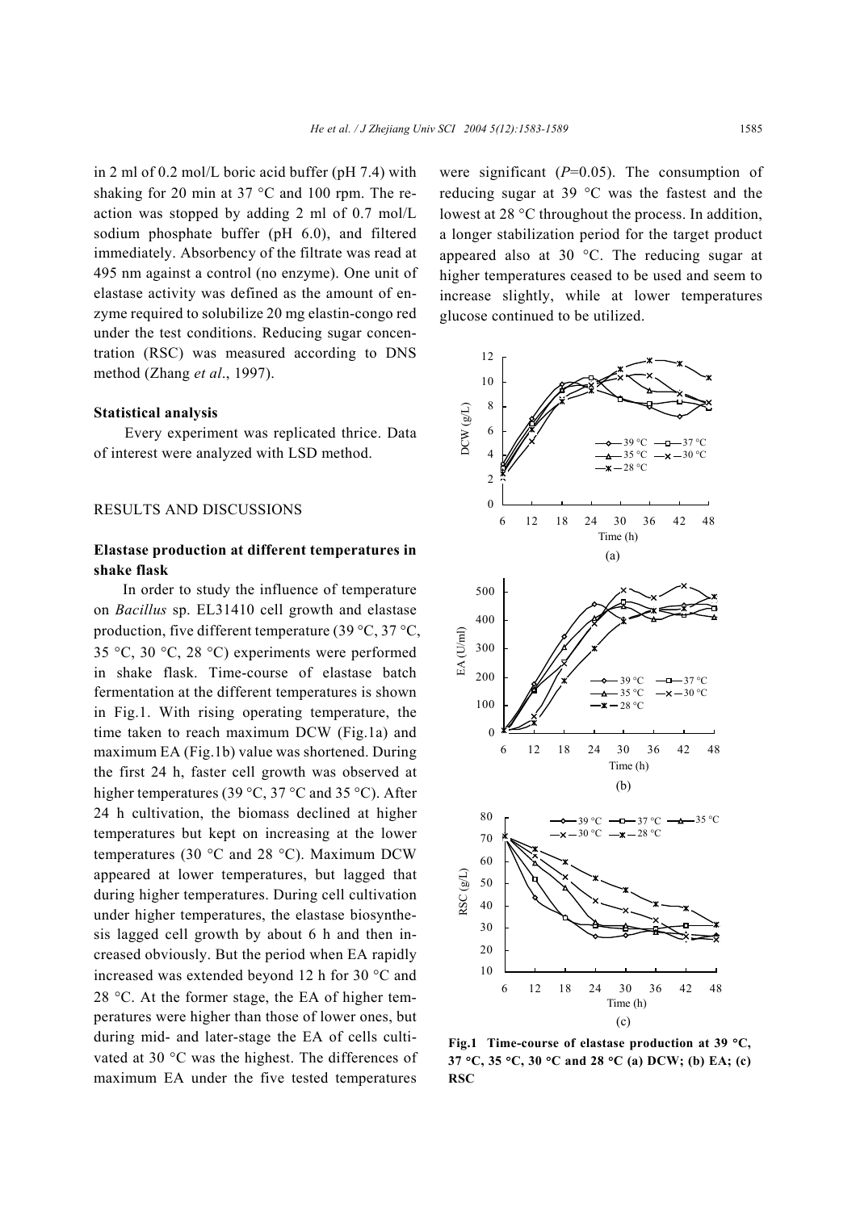in 2 ml of 0.2 mol/L boric acid buffer (pH 7.4) with shaking for 20 min at 37 °C and 100 rpm. The reaction was stopped by adding 2 ml of 0.7 mol/L sodium phosphate buffer (pH 6.0), and filtered immediately. Absorbency of the filtrate was read at 495 nm against a control (no enzyme). One unit of elastase activity was defined as the amount of enzyme required to solubilize 20 mg elastin-congo red under the test conditions. Reducing sugar concentration (RSC) was measured according to DNS method (Zhang *et al*., 1997).

**Statistical analysis**

Every experiment was replicated thrice. Data of interest were analyzed with LSD method.

## RESULTS AND DISCUSSIONS

### Elastase production at different temperatures in shake flask

In order to study the influence of temperature on *Bacillus* sp. EL31410 cell growth and elastase production, five different temperature (39 °C, 37 °C, 35 °C, 30 °C, 28 °C) experiments were performed in shake flask. Time-course of elastase batch fermentation at the different temperatures is shown in Fig.1. With rising operating temperature, the time taken to reach maximum DCW (Fig.1a) and maximum EA (Fig.1b) value was shortened. During the first 24 h, faster cell growth was observed at higher temperatures (39 °C, 37 °C and 35 °C). After 24 h cultivation, the biomass declined at higher temperatures but kept on increasing at the lower temperatures (30 °C and 28 °C). Maximum DCW appeared at lower temperatures, but lagged that during higher temperatures. During cell cultivation under higher temperatures, the elastase biosynthesis lagged cell growth by about 6 h and then increased obviously. But the period when EA rapidly increased was extended beyond 12 h for 30 °C and 28 °C. At the former stage, the EA of higher temperatures were higher than those of lower ones, but during mid- and later-stage the EA of cells cultivated at 30 °C was the highest. The differences of maximum EA under the five tested temperatures were significant ($P$=0.05). The consumption of reducing sugar at 39 °C was the fastest and the lowest at 28 °C throughout the process. In addition, a longer stabilization period for the target product appeared also at 30 °C. The reducing sugar at higher temperatures ceased to be used and seem to increase slightly, while at lower temperatures glucose continued to be utilized.

**Fig.1 Time-course of elastase production at 39 °C, 37 °C, 35 °C, 30 °C and 28 °C (a) DCW; (b) EA; (c) RSC**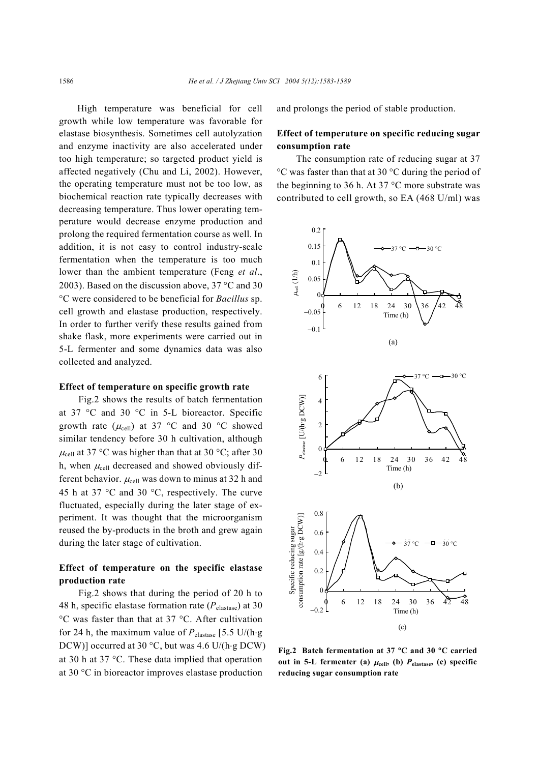High temperature was beneficial for cell growth while low temperature was favorable for elastase biosynthesis. Sometimes cell autolyzation and enzyme inactivity are also accelerated under too high temperature; so targeted product yield is affected negatively (Chu and Li, 2002). However, the operating temperature must not be too low, as biochemical reaction rate typically decreases with decreasing temperature. Thus lower operating temperature would decrease enzyme production and prolong the required fermentation course as well. In addition, it is not easy to control industry-scale fermentation when the temperature is too much lower than the ambient temperature (Feng *et al*., 2003). Based on the discussion above, 37 °C and 30 °C were considered to be beneficial for *Bacillus* sp. cell growth and elastase production, respectively. In order to further verify these results gained from shake flask, more experiments were carried out in 5-L fermenter and some dynamics data was also collected and analyzed.

### Effect of temperature on specific growth rate

Fig.2 shows the results of batch fermentation at 37 °C and 30 °C in 5-L bioreactor. Specific growth rate ($\mu_{cell}$) at 37 °C and 30 °C showed similar tendency before 30 h cultivation, although $\mu_{cell}$ at 37 °C was higher than that at 30 °C; after 30 h, when $\mu_{cell}$ decreased and showed obviously different behavior. $\mu_{cell}$ was down to minus at 32 h and 45 h at 37 °C and 30 °C, respectively. The curve fluctuated, especially during the later stage of experiment. It was thought that the microorganism reused the by-products in the broth and grew again during the later stage of cultivation.

### Effect of temperature on the specific elastase production rate

Fig.2 shows that during the period of 20 h to 48 h, specific elastase formation rate ($P_{elastase}$) at 30 °C was faster than that at 37 °C. After cultivation for 24 h, the maximum value of $P_{elastase}$ [5.5 U/(h·g DCW)] occurred at 30 °C, but was 4.6 U/(h·g DCW) at 30 h at 37 °C. These data implied that operation at 30 °C in bioreactor improves elastase production and prolongs the period of stable production.

### Effect of temperature on specific reducing sugar consumption rate

The consumption rate of reducing sugar at 37 °C was faster than that at 30 °C during the period of the beginning to 36 h. At 37 °C more substrate was contributed to cell growth, so EA (468 U/ml) was

**Fig.2 Batch fermentation at 37 °C and 30 °C carried out in 5-L fermenter (a) $\mu_{cell}$, (b) $P_{elastase}$, (c) specific reducing sugar consumption rate**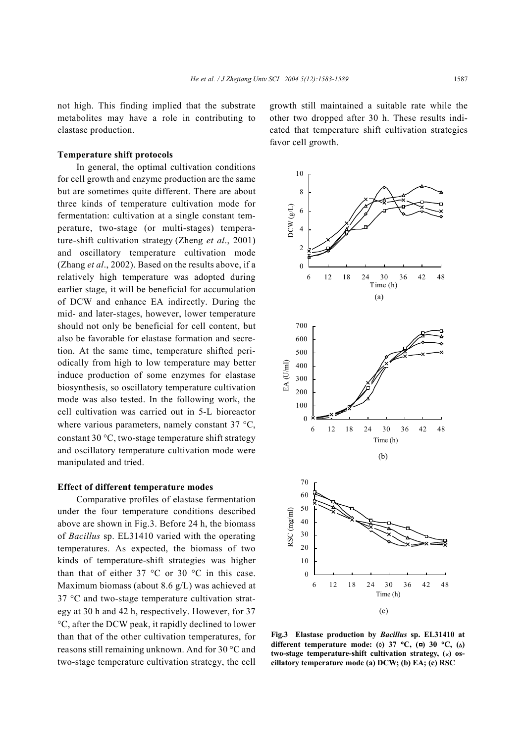not high. This finding implied that the substrate metabolites may have a role in contributing to elastase production.

**Temperature shift protocols**

In general, the optimal cultivation conditions for cell growth and enzyme production are the same but are sometimes quite different. There are about three kinds of temperature cultivation mode for fermentation: cultivation at a single constant temperature, two-stage (or multi-stages) temperature-shift cultivation strategy (Zheng *et al*., 2001) and oscillatory temperature cultivation mode (Zhang *et al*., 2002). Based on the results above, if a relatively high temperature was adopted during earlier stage, it will be beneficial for accumulation of DCW and enhance EA indirectly. During the mid- and later-stages, however, lower temperature should not only be beneficial for cell content, but also be favorable for elastase formation and secretion. At the same time, temperature shifted periodically from high to low temperature may better induce production of some enzymes for elastase biosynthesis, so oscillatory temperature cultivation mode was also tested. In the following work, the cell cultivation was carried out in 5-L bioreactor where various parameters, namely constant 37 °C, constant 30 °C, two-stage temperature shift strategy and oscillatory temperature cultivation mode were manipulated and tried.

**Effect of different temperature modes**

Comparative profiles of elastase fermentation under the four temperature conditions described above are shown in Fig.3. Before 24 h, the biomass of *Bacillus* sp. EL31410 varied with the operating temperatures. As expected, the biomass of two kinds of temperature-shift strategies was higher than that of either 37 °C or 30 °C in this case. Maximum biomass (about 8.6 g/L) was achieved at 37 °C and two-stage temperature cultivation strategy at 30 h and 42 h, respectively. However, for 37 °C, after the DCW peak, it rapidly declined to lower than that of the other cultivation temperatures, for reasons still remaining unknown. And for 30 °C and two-stage temperature cultivation strategy, the cell growth still maintained a suitable rate while the other two dropped after 30 h. These results indicated that temperature shift cultivation strategies favor cell growth.

**Fig.3 Elastase production by *Bacillus* sp. EL31410 at different temperature mode: (◊) 37 °C, (□) 30 °C, (△) two-stage temperature-shift cultivation strategy, (×) oscillatory temperature mode (a) DCW; (b) EA; (c) RSC**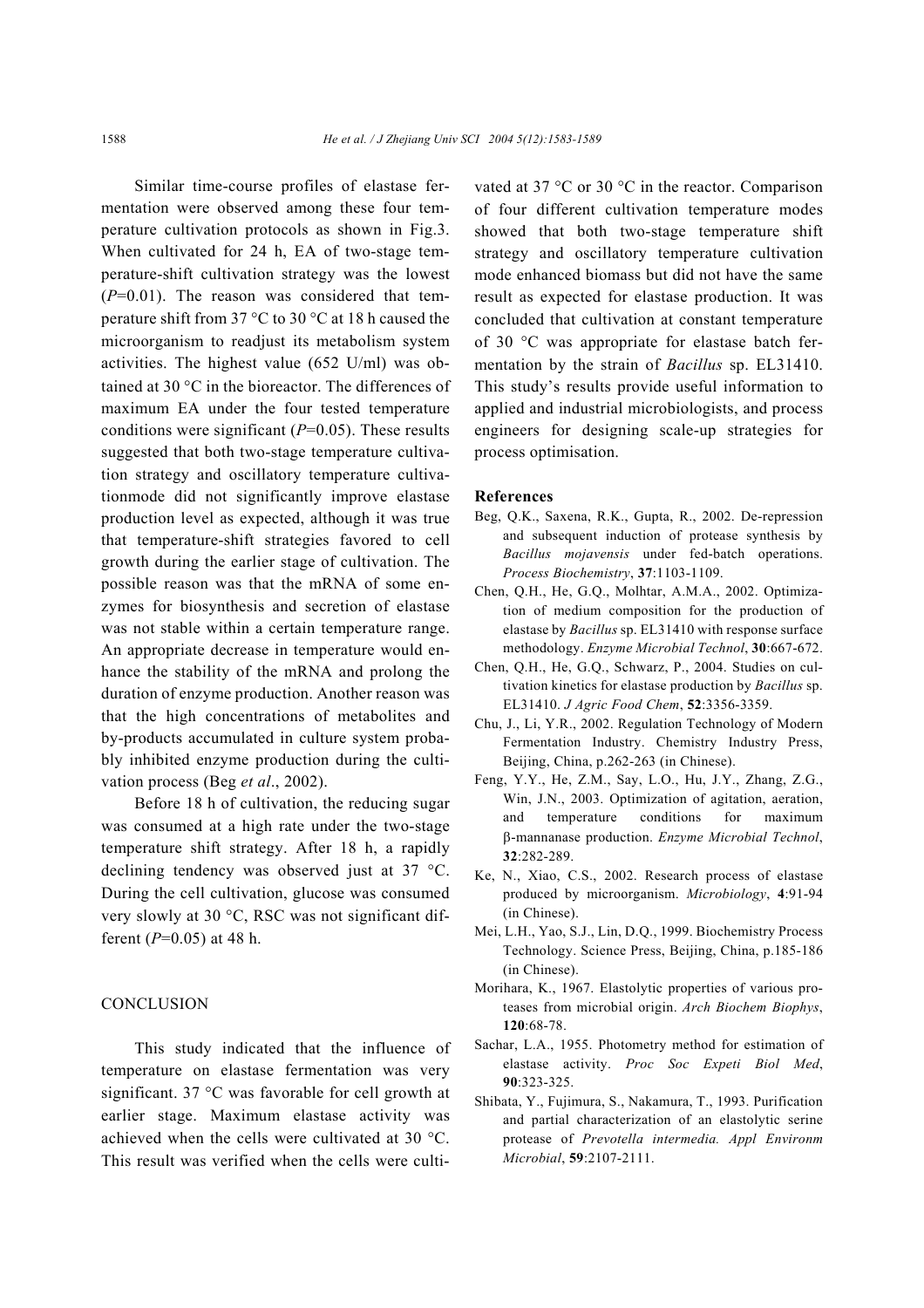Similar time-course profiles of elastase fermentation were observed among these four temperature cultivation protocols as shown in Fig.3. When cultivated for 24 h, EA of two-stage temperature-shift cultivation strategy was the lowest ($P$=0.01). The reason was considered that temperature shift from 37 °C to 30 °C at 18 h caused the microorganism to readjust its metabolism system activities. The highest value (652 U/ml) was obtained at 30 °C in the bioreactor. The differences of maximum EA under the four tested temperature conditions were significant ($P$=0.05). These results suggested that both two-stage temperature cultivation strategy and oscillatory temperature cultivationmode did not significantly improve elastase production level as expected, although it was true that temperature-shift strategies favored to cell growth during the earlier stage of cultivation. The possible reason was that the mRNA of some enzymes for biosynthesis and secretion of elastase was not stable within a certain temperature range. An appropriate decrease in temperature would enhance the stability of the mRNA and prolong the duration of enzyme production. Another reason was that the high concentrations of metabolites and by-products accumulated in culture system probably inhibited enzyme production during the cultivation process (Beg *et al*., 2002).

Before 18 h of cultivation, the reducing sugar was consumed at a high rate under the two-stage temperature shift strategy. After 18 h, a rapidly declining tendency was observed just at 37 °C. During the cell cultivation, glucose was consumed very slowly at 30 °C, RSC was not significant different ($P$=0.05) at 48 h.

## CONCLUSION

This study indicated that the influence of temperature on elastase fermentation was very significant. 37 °C was favorable for cell growth at earlier stage. Maximum elastase activity was achieved when the cells were cultivated at 30 °C. This result was verified when the cells were cultivated at 37 °C or 30 °C in the reactor. Comparison of four different cultivation temperature modes showed that both two-stage temperature shift strategy and oscillatory temperature cultivation mode enhanced biomass but did not have the same result as expected for elastase production. It was concluded that cultivation at constant temperature of 30 °C was appropriate for elastase batch fermentation by the strain of *Bacillus* sp. EL31410. This study's results provide useful information to applied and industrial microbiologists, and process engineers for designing scale-up strategies for process optimisation.

## References

Beg, Q.K., Saxena, R.K., Gupta, R., 2002. De-repression and subsequent induction of protease synthesis by *Bacillus mojavensis* under fed-batch operations. *Process Biochemistry*, **37**:1103-1109.

Chen, Q.H., He, G.Q., Molhtar, A.M.A., 2002. Optimization of medium composition for the production of elastase by *Bacillus* sp. EL31410 with response surface methodology. *Enzyme Microbial Technol*, **30**:667-672.

Chen, Q.H., He, G.Q., Schwarz, P., 2004. Studies on cultivation kinetics for elastase production by *Bacillus* sp. EL31410. *J Agric Food Chem*, **52**:3356-3359.

Chu, J., Li, Y.R., 2002. Regulation Technology of Modern Fermentation Industry. Chemistry Industry Press, Beijing, China, p.262-263 (in Chinese).

Feng, Y.Y., He, Z.M., Say, L.O., Hu, J.Y., Zhang, Z.G., Win, J.N., 2003. Optimization of agitation, aeration, and temperature conditions for maximum β-mannanase production. *Enzyme Microbial Technol*, **32**:282-289.

Ke, N., Xiao, C.S., 2002. Research process of elastase produced by microorganism. *Microbiology*, **4**:91-94 (in Chinese).

Mei, L.H., Yao, S.J., Lin, D.Q., 1999. Biochemistry Process Technology. Science Press, Beijing, China, p.185-186 (in Chinese).

Morihara, K., 1967. Elastolytic properties of various proteases from microbial origin. *Arch Biochem Biophys*, **120**:68-78.

Sachar, L.A., 1955. Photometry method for estimation of elastase activity. *Proc Soc Expeti Biol Med*, **90**:323-325.

Shibata, Y., Fujimura, S., Nakamura, T., 1993. Purification and partial characterization of an elastolytic serine protease of *Prevotella intermedia. Appl Environm Microbial*, **59**:2107-2111.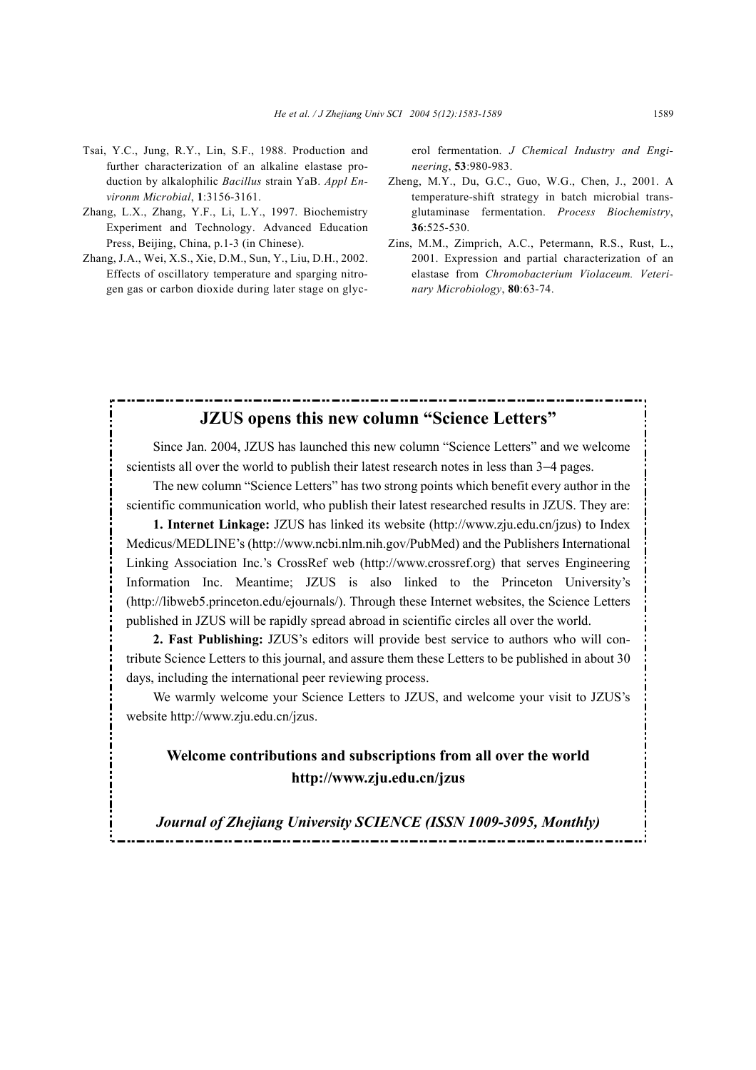Tsai, Y.C., Jung, R.Y., Lin, S.F., 1988. Production and further characterization of an alkaline elastase production by alkalophilic *Bacillus* strain YaB. *Appl Environm Microbial*, **1**:3156-3161.

Zhang, L.X., Zhang, Y.F., Li, L.Y., 1997. Biochemistry Experiment and Technology. Advanced Education Press, Beijing, China, p.1-3 (in Chinese).

Zhang, J.A., Wei, X.S., Xie, D.M., Sun, Y., Liu, D.H., 2002. Effects of oscillatory temperature and sparging nitrogen gas or carbon dioxide during later stage on glycerol fermentation. *J Chemical Industry and Engineering*, **53**:980-983.

Zheng, M.Y., Du, G.C., Guo, W.G., Chen, J., 2001. A temperature-shift strategy in batch microbial transglutaminase fermentation. *Process Biochemistry*, **36**:525-530.

Zins, M.M., Zimprich, A.C., Petermann, R.S., Rust, L., 2001. Expression and partial characterization of an elastase from *Chromobacterium Violaceum. Veterinary Microbiology*, **80**:63-74.

## JZUS opens this new column "Science Letters"

Since Jan. 2004, JZUS has launched this new column "Science Letters" and we welcome scientists all over the world to publish their latest research notes in less than 3–4 pages.

The new column "Science Letters" has two strong points which benefit every author in the scientific communication world, who publish their latest researched results in JZUS. They are:

**1. Internet Linkage:** JZUS has linked its website (http://www.zju.edu.cn/jzus) to Index Medicus/MEDLINE's (http://www.ncbi.nlm.nih.gov/PubMed) and the Publishers International Linking Association Inc.'s CrossRef web (http://www.crossref.org) that serves Engineering Information Inc. Meantime; JZUS is also linked to the Princeton University's (http://libweb5.princeton.edu/ejournals/). Through these Internet websites, the Science Letters published in JZUS will be rapidly spread abroad in scientific circles all over the world.

**2. Fast Publishing:** JZUS's editors will provide best service to authors who will contribute Science Letters to this journal, and assure them these Letters to be published in about 30 days, including the international peer reviewing process.

We warmly welcome your Science Letters to JZUS, and welcome your visit to JZUS's website http://www.zju.edu.cn/jzus.

**Welcome contributions and subscriptions from all over the world**
**http://www.zju.edu.cn/jzus**

***Journal of Zhejiang University SCIENCE (ISSN 1009-3095, Monthly)***